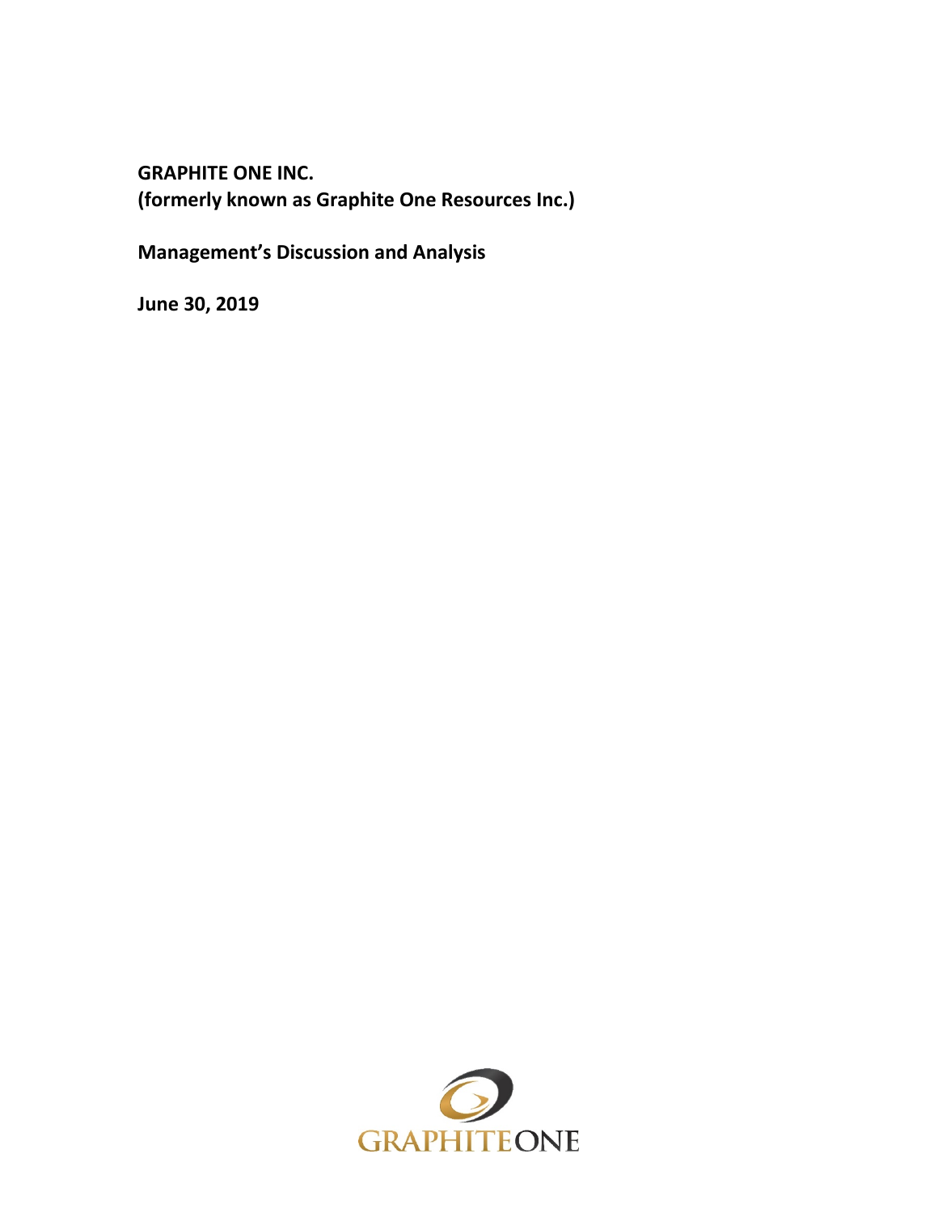**GRAPHITE ONE INC.**
**(formerly known as Graphite One Resources Inc.)**

**Management's Discussion and Analysis**

**June 30, 2019**

GRAPHITEONE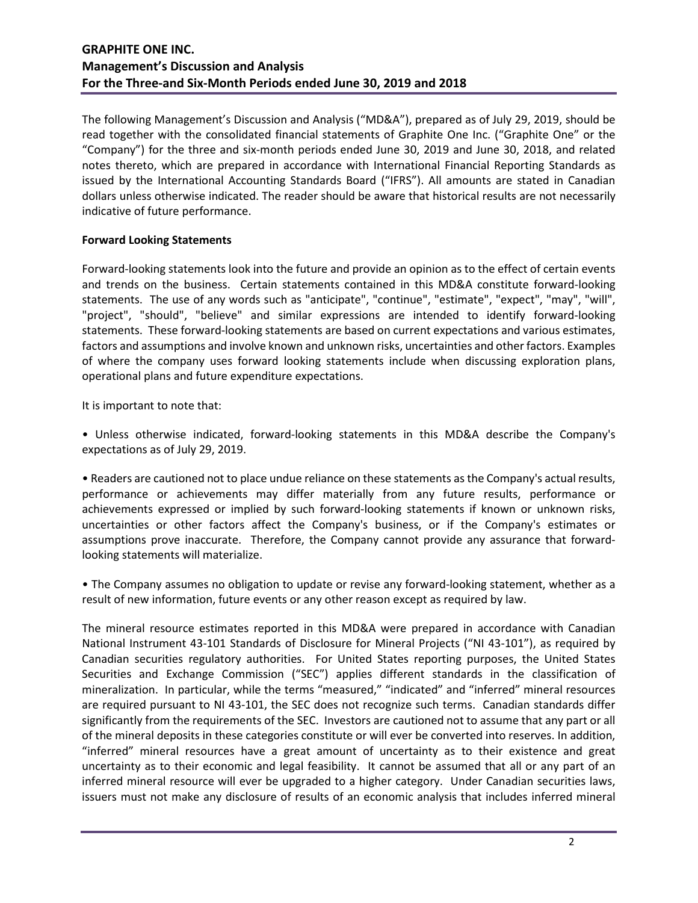The following Management's Discussion and Analysis ("MD&A"), prepared as of July 29, 2019, should be read together with the consolidated financial statements of Graphite One Inc. ("Graphite One" or the "Company") for the three and six-month periods ended June 30, 2019 and June 30, 2018, and related notes thereto, which are prepared in accordance with International Financial Reporting Standards as issued by the International Accounting Standards Board ("IFRS"). All amounts are stated in Canadian dollars unless otherwise indicated. The reader should be aware that historical results are not necessarily indicative of future performance.

**Forward Looking Statements**

Forward-looking statements look into the future and provide an opinion as to the effect of certain events and trends on the business. Certain statements contained in this MD&A constitute forward-looking statements. The use of any words such as "anticipate", "continue", "estimate", "expect", "may", "will", "project", "should", "believe" and similar expressions are intended to identify forward-looking statements. These forward-looking statements are based on current expectations and various estimates, factors and assumptions and involve known and unknown risks, uncertainties and other factors. Examples of where the company uses forward looking statements include when discussing exploration plans, operational plans and future expenditure expectations.

It is important to note that:

• Unless otherwise indicated, forward-looking statements in this MD&A describe the Company's expectations as of July 29, 2019.

• Readers are cautioned not to place undue reliance on these statements as the Company's actual results, performance or achievements may differ materially from any future results, performance or achievements expressed or implied by such forward-looking statements if known or unknown risks, uncertainties or other factors affect the Company's business, or if the Company's estimates or assumptions prove inaccurate. Therefore, the Company cannot provide any assurance that forward-looking statements will materialize.

• The Company assumes no obligation to update or revise any forward-looking statement, whether as a result of new information, future events or any other reason except as required by law.

The mineral resource estimates reported in this MD&A were prepared in accordance with Canadian National Instrument 43-101 Standards of Disclosure for Mineral Projects ("NI 43-101"), as required by Canadian securities regulatory authorities. For United States reporting purposes, the United States Securities and Exchange Commission ("SEC") applies different standards in the classification of mineralization. In particular, while the terms "measured," "indicated" and "inferred" mineral resources are required pursuant to NI 43-101, the SEC does not recognize such terms. Canadian standards differ significantly from the requirements of the SEC. Investors are cautioned not to assume that any part or all of the mineral deposits in these categories constitute or will ever be converted into reserves. In addition, "inferred" mineral resources have a great amount of uncertainty as to their existence and great uncertainty as to their economic and legal feasibility. It cannot be assumed that all or any part of an inferred mineral resource will ever be upgraded to a higher category. Under Canadian securities laws, issuers must not make any disclosure of results of an economic analysis that includes inferred mineral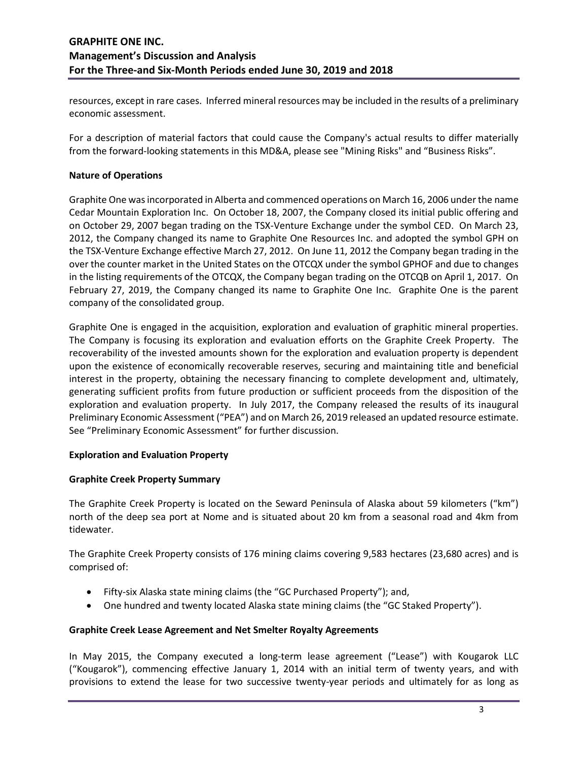resources, except in rare cases. Inferred mineral resources may be included in the results of a preliminary economic assessment.

For a description of material factors that could cause the Company's actual results to differ materially from the forward-looking statements in this MD&A, please see "Mining Risks" and "Business Risks".

**Nature of Operations**

Graphite One was incorporated in Alberta and commenced operations on March 16, 2006 under the name Cedar Mountain Exploration Inc. On October 18, 2007, the Company closed its initial public offering and on October 29, 2007 began trading on the TSX-Venture Exchange under the symbol CED. On March 23, 2012, the Company changed its name to Graphite One Resources Inc. and adopted the symbol GPH on the TSX-Venture Exchange effective March 27, 2012. On June 11, 2012 the Company began trading in the over the counter market in the United States on the OTCQX under the symbol GPHOF and due to changes in the listing requirements of the OTCQX, the Company began trading on the OTCQB on April 1, 2017. On February 27, 2019, the Company changed its name to Graphite One Inc. Graphite One is the parent company of the consolidated group.

Graphite One is engaged in the acquisition, exploration and evaluation of graphitic mineral properties. The Company is focusing its exploration and evaluation efforts on the Graphite Creek Property. The recoverability of the invested amounts shown for the exploration and evaluation property is dependent upon the existence of economically recoverable reserves, securing and maintaining title and beneficial interest in the property, obtaining the necessary financing to complete development and, ultimately, generating sufficient profits from future production or sufficient proceeds from the disposition of the exploration and evaluation property. In July 2017, the Company released the results of its inaugural Preliminary Economic Assessment ("PEA") and on March 26, 2019 released an updated resource estimate. See "Preliminary Economic Assessment" for further discussion.

**Exploration and Evaluation Property**

**Graphite Creek Property Summary**

The Graphite Creek Property is located on the Seward Peninsula of Alaska about 59 kilometers ("km") north of the deep sea port at Nome and is situated about 20 km from a seasonal road and 4km from tidewater.

The Graphite Creek Property consists of 176 mining claims covering 9,583 hectares (23,680 acres) and is comprised of:

- Fifty-six Alaska state mining claims (the "GC Purchased Property"); and,
- One hundred and twenty located Alaska state mining claims (the "GC Staked Property").

**Graphite Creek Lease Agreement and Net Smelter Royalty Agreements**

In May 2015, the Company executed a long-term lease agreement ("Lease") with Kougarok LLC ("Kougarok"), commencing effective January 1, 2014 with an initial term of twenty years, and with provisions to extend the lease for two successive twenty-year periods and ultimately for as long as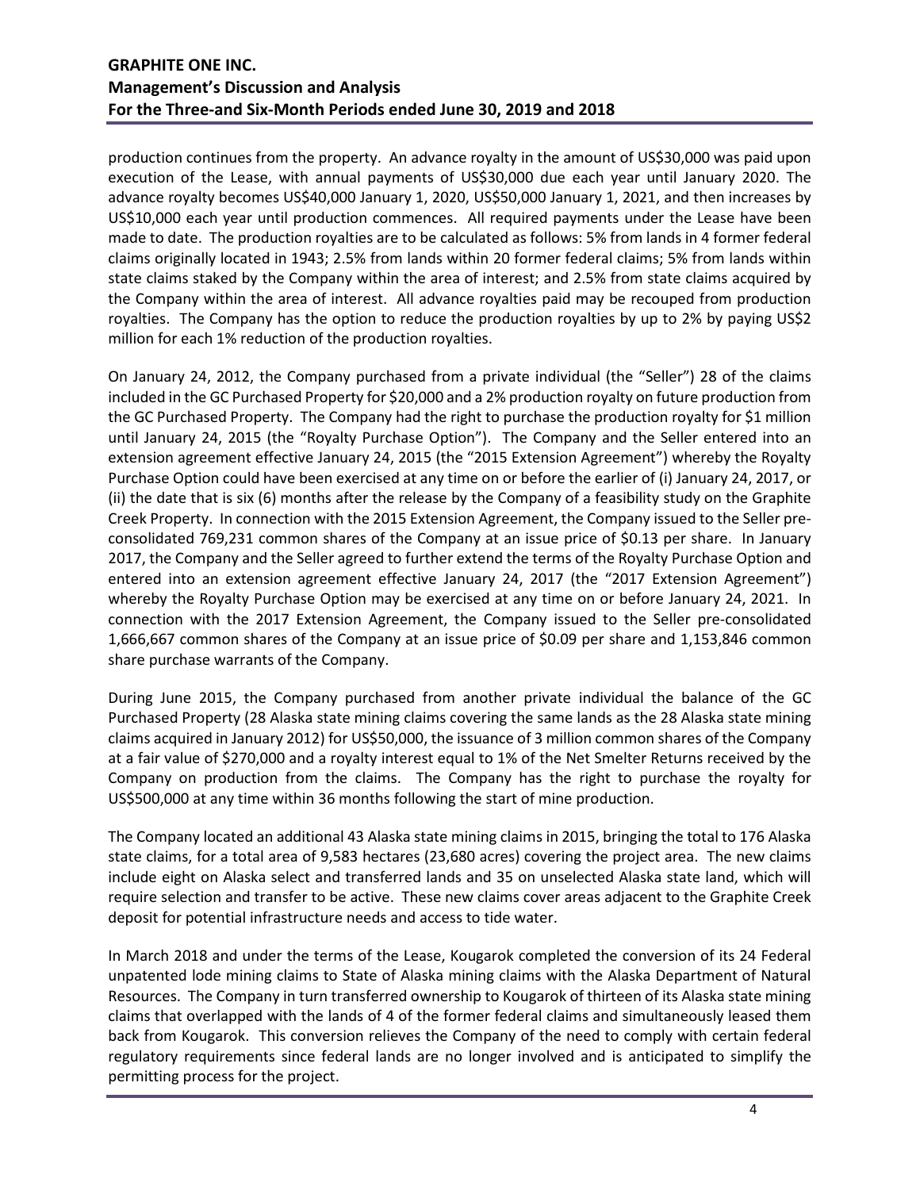production continues from the property. An advance royalty in the amount of US$30,000 was paid upon execution of the Lease, with annual payments of US$30,000 due each year until January 2020. The advance royalty becomes US$40,000 January 1, 2020, US$50,000 January 1, 2021, and then increases by US$10,000 each year until production commences. All required payments under the Lease have been made to date. The production royalties are to be calculated as follows: 5% from lands in 4 former federal claims originally located in 1943; 2.5% from lands within 20 former federal claims; 5% from lands within state claims staked by the Company within the area of interest; and 2.5% from state claims acquired by the Company within the area of interest. All advance royalties paid may be recouped from production royalties. The Company has the option to reduce the production royalties by up to 2% by paying US$2 million for each 1% reduction of the production royalties.

On January 24, 2012, the Company purchased from a private individual (the "Seller") 28 of the claims included in the GC Purchased Property for $20,000 and a 2% production royalty on future production from the GC Purchased Property. The Company had the right to purchase the production royalty for $1 million until January 24, 2015 (the "Royalty Purchase Option"). The Company and the Seller entered into an extension agreement effective January 24, 2015 (the "2015 Extension Agreement") whereby the Royalty Purchase Option could have been exercised at any time on or before the earlier of (i) January 24, 2017, or (ii) the date that is six (6) months after the release by the Company of a feasibility study on the Graphite Creek Property. In connection with the 2015 Extension Agreement, the Company issued to the Seller pre-consolidated 769,231 common shares of the Company at an issue price of $0.13 per share. In January 2017, the Company and the Seller agreed to further extend the terms of the Royalty Purchase Option and entered into an extension agreement effective January 24, 2017 (the "2017 Extension Agreement") whereby the Royalty Purchase Option may be exercised at any time on or before January 24, 2021. In connection with the 2017 Extension Agreement, the Company issued to the Seller pre-consolidated 1,666,667 common shares of the Company at an issue price of $0.09 per share and 1,153,846 common share purchase warrants of the Company.

During June 2015, the Company purchased from another private individual the balance of the GC Purchased Property (28 Alaska state mining claims covering the same lands as the 28 Alaska state mining claims acquired in January 2012) for US$50,000, the issuance of 3 million common shares of the Company at a fair value of $270,000 and a royalty interest equal to 1% of the Net Smelter Returns received by the Company on production from the claims. The Company has the right to purchase the royalty for US$500,000 at any time within 36 months following the start of mine production.

The Company located an additional 43 Alaska state mining claims in 2015, bringing the total to 176 Alaska state claims, for a total area of 9,583 hectares (23,680 acres) covering the project area. The new claims include eight on Alaska select and transferred lands and 35 on unselected Alaska state land, which will require selection and transfer to be active. These new claims cover areas adjacent to the Graphite Creek deposit for potential infrastructure needs and access to tide water.

In March 2018 and under the terms of the Lease, Kougarok completed the conversion of its 24 Federal unpatented lode mining claims to State of Alaska mining claims with the Alaska Department of Natural Resources. The Company in turn transferred ownership to Kougarok of thirteen of its Alaska state mining claims that overlapped with the lands of 4 of the former federal claims and simultaneously leased them back from Kougarok. This conversion relieves the Company of the need to comply with certain federal regulatory requirements since federal lands are no longer involved and is anticipated to simplify the permitting process for the project.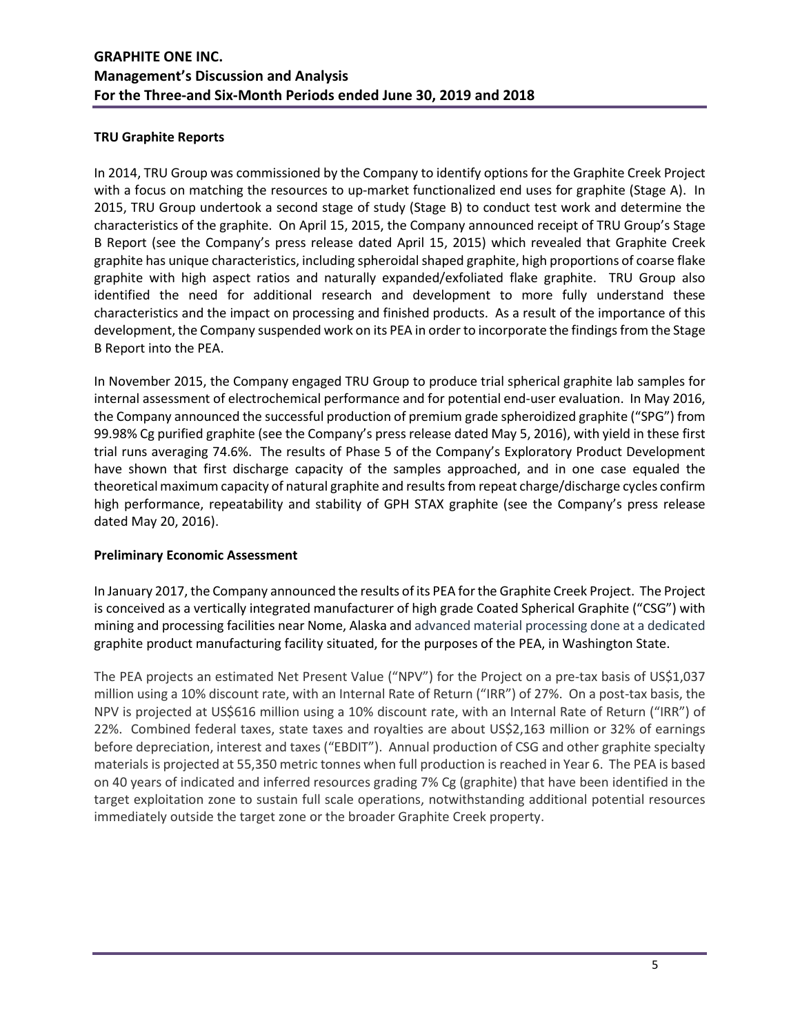### TRU Graphite Reports

In 2014, TRU Group was commissioned by the Company to identify options for the Graphite Creek Project with a focus on matching the resources to up-market functionalized end uses for graphite (Stage A). In 2015, TRU Group undertook a second stage of study (Stage B) to conduct test work and determine the characteristics of the graphite. On April 15, 2015, the Company announced receipt of TRU Group's Stage B Report (see the Company's press release dated April 15, 2015) which revealed that Graphite Creek graphite has unique characteristics, including spheroidal shaped graphite, high proportions of coarse flake graphite with high aspect ratios and naturally expanded/exfoliated flake graphite. TRU Group also identified the need for additional research and development to more fully understand these characteristics and the impact on processing and finished products. As a result of the importance of this development, the Company suspended work on its PEA in order to incorporate the findings from the Stage B Report into the PEA.

In November 2015, the Company engaged TRU Group to produce trial spherical graphite lab samples for internal assessment of electrochemical performance and for potential end-user evaluation. In May 2016, the Company announced the successful production of premium grade spheroidized graphite ("SPG") from 99.98% Cg purified graphite (see the Company's press release dated May 5, 2016), with yield in these first trial runs averaging 74.6%. The results of Phase 5 of the Company's Exploratory Product Development have shown that first discharge capacity of the samples approached, and in one case equaled the theoretical maximum capacity of natural graphite and results from repeat charge/discharge cycles confirm high performance, repeatability and stability of GPH STAX graphite (see the Company's press release dated May 20, 2016).

### Preliminary Economic Assessment

In January 2017, the Company announced the results of its PEA for the Graphite Creek Project. The Project is conceived as a vertically integrated manufacturer of high grade Coated Spherical Graphite ("CSG") with mining and processing facilities near Nome, Alaska and advanced material processing done at a dedicated graphite product manufacturing facility situated, for the purposes of the PEA, in Washington State.

The PEA projects an estimated Net Present Value ("NPV") for the Project on a pre-tax basis of US$1,037 million using a 10% discount rate, with an Internal Rate of Return ("IRR") of 27%. On a post-tax basis, the NPV is projected at US$616 million using a 10% discount rate, with an Internal Rate of Return ("IRR") of 22%. Combined federal taxes, state taxes and royalties are about US$2,163 million or 32% of earnings before depreciation, interest and taxes ("EBDIT"). Annual production of CSG and other graphite specialty materials is projected at 55,350 metric tonnes when full production is reached in Year 6. The PEA is based on 40 years of indicated and inferred resources grading 7% Cg (graphite) that have been identified in the target exploitation zone to sustain full scale operations, notwithstanding additional potential resources immediately outside the target zone or the broader Graphite Creek property.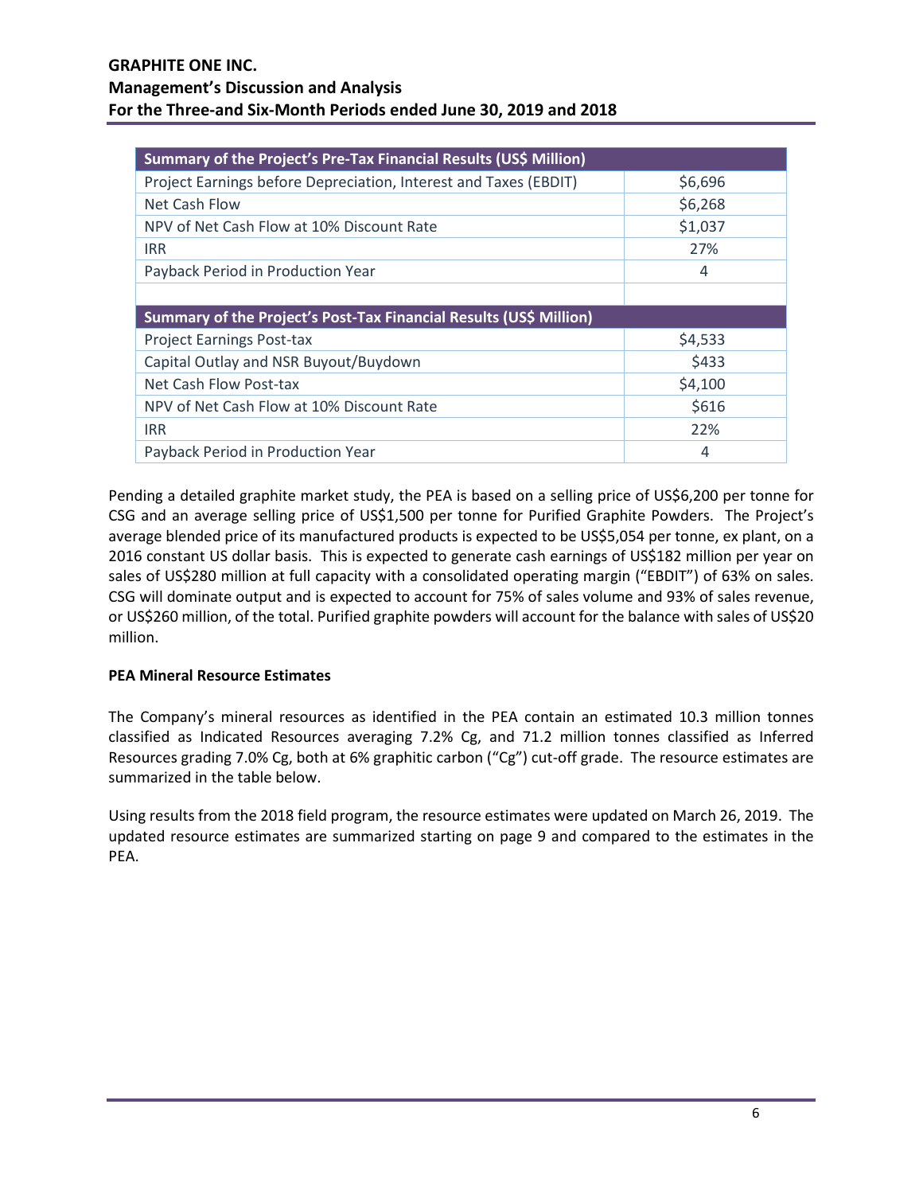| Summary of the Project's Pre-Tax Financial Results (US$ Million) | |
|---|---|
| Project Earnings before Depreciation, Interest and Taxes (EBDIT) | $6,696 |
| Net Cash Flow | $6,268 |
| NPV of Net Cash Flow at 10% Discount Rate | $1,037 |
| IRR | 27% |
| Payback Period in Production Year | 4 |
| | |
| **Summary of the Project's Post-Tax Financial Results (US$ Million)** | |
| Project Earnings Post-tax | $4,533 |
| Capital Outlay and NSR Buyout/Buydown | $433 |
| Net Cash Flow Post-tax | $4,100 |
| NPV of Net Cash Flow at 10% Discount Rate | $616 |
| IRR | 22% |
| Payback Period in Production Year | 4 |

Pending a detailed graphite market study, the PEA is based on a selling price of US$6,200 per tonne for CSG and an average selling price of US$1,500 per tonne for Purified Graphite Powders. The Project's average blended price of its manufactured products is expected to be US$5,054 per tonne, ex plant, on a 2016 constant US dollar basis. This is expected to generate cash earnings of US$182 million per year on sales of US$280 million at full capacity with a consolidated operating margin ("EBDIT") of 63% on sales. CSG will dominate output and is expected to account for 75% of sales volume and 93% of sales revenue, or US$260 million, of the total. Purified graphite powders will account for the balance with sales of US$20 million.

**PEA Mineral Resource Estimates**

The Company's mineral resources as identified in the PEA contain an estimated 10.3 million tonnes classified as Indicated Resources averaging 7.2% Cg, and 71.2 million tonnes classified as Inferred Resources grading 7.0% Cg, both at 6% graphitic carbon ("Cg") cut-off grade. The resource estimates are summarized in the table below.

Using results from the 2018 field program, the resource estimates were updated on March 26, 2019. The updated resource estimates are summarized starting on page 9 and compared to the estimates in the PEA.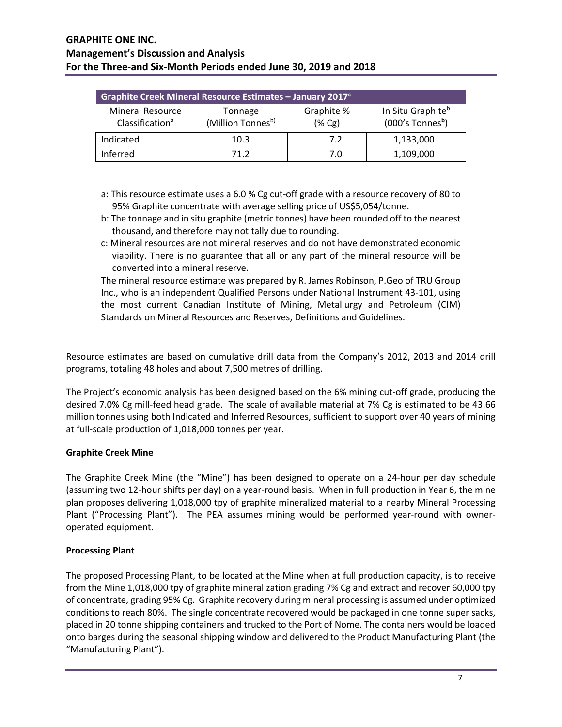| Graphite Creek Mineral Resource Estimates – January 2017[c] | | | |
|---|---|---|---|
| Mineral Resource Classification[a] | Tonnage (Million Tonnes[b]) | Graphite % (% Cg) | In Situ Graphite[b] (000's Tonnes[b]) |
| Indicated | 10.3 | 7.2 | 1,133,000 |
| Inferred | 71.2 | 7.0 | 1,109,000 |

a: This resource estimate uses a 6.0 % Cg cut-off grade with a resource recovery of 80 to 95% Graphite concentrate with average selling price of US$5,054/tonne.

b: The tonnage and in situ graphite (metric tonnes) have been rounded off to the nearest thousand, and therefore may not tally due to rounding.

c: Mineral resources are not mineral reserves and do not have demonstrated economic viability. There is no guarantee that all or any part of the mineral resource will be converted into a mineral reserve.

The mineral resource estimate was prepared by R. James Robinson, P.Geo of TRU Group Inc., who is an independent Qualified Persons under National Instrument 43-101, using the most current Canadian Institute of Mining, Metallurgy and Petroleum (CIM) Standards on Mineral Resources and Reserves, Definitions and Guidelines.

Resource estimates are based on cumulative drill data from the Company's 2012, 2013 and 2014 drill programs, totaling 48 holes and about 7,500 metres of drilling.

The Project's economic analysis has been designed based on the 6% mining cut-off grade, producing the desired 7.0% Cg mill-feed head grade. The scale of available material at 7% Cg is estimated to be 43.66 million tonnes using both Indicated and Inferred Resources, sufficient to support over 40 years of mining at full-scale production of 1,018,000 tonnes per year.

**Graphite Creek Mine**

The Graphite Creek Mine (the "Mine") has been designed to operate on a 24-hour per day schedule (assuming two 12-hour shifts per day) on a year-round basis. When in full production in Year 6, the mine plan proposes delivering 1,018,000 tpy of graphite mineralized material to a nearby Mineral Processing Plant ("Processing Plant"). The PEA assumes mining would be performed year-round with owner-operated equipment.

**Processing Plant**

The proposed Processing Plant, to be located at the Mine when at full production capacity, is to receive from the Mine 1,018,000 tpy of graphite mineralization grading 7% Cg and extract and recover 60,000 tpy of concentrate, grading 95% Cg. Graphite recovery during mineral processing is assumed under optimized conditions to reach 80%. The single concentrate recovered would be packaged in one tonne super sacks, placed in 20 tonne shipping containers and trucked to the Port of Nome. The containers would be loaded onto barges during the seasonal shipping window and delivered to the Product Manufacturing Plant (the "Manufacturing Plant").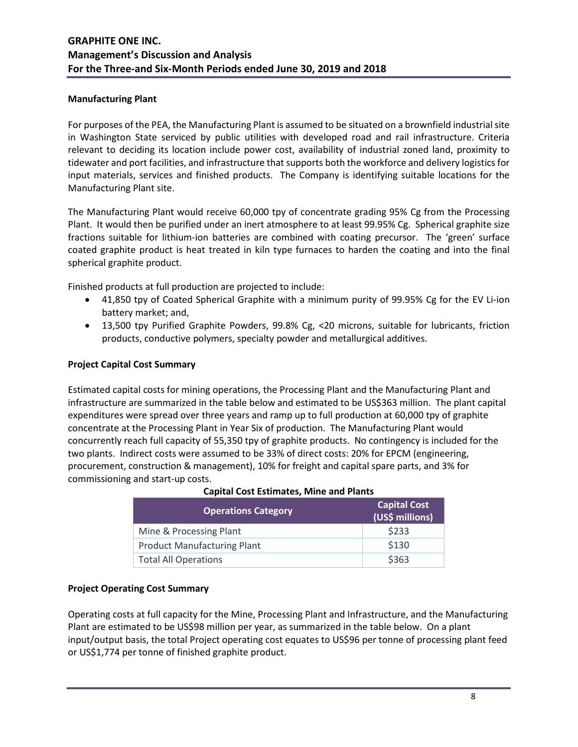### Manufacturing Plant

For purposes of the PEA, the Manufacturing Plant is assumed to be situated on a brownfield industrial site in Washington State serviced by public utilities with developed road and rail infrastructure. Criteria relevant to deciding its location include power cost, availability of industrial zoned land, proximity to tidewater and port facilities, and infrastructure that supports both the workforce and delivery logistics for input materials, services and finished products. The Company is identifying suitable locations for the Manufacturing Plant site.

The Manufacturing Plant would receive 60,000 tpy of concentrate grading 95% Cg from the Processing Plant. It would then be purified under an inert atmosphere to at least 99.95% Cg. Spherical graphite size fractions suitable for lithium-ion batteries are combined with coating precursor. The 'green' surface coated graphite product is heat treated in kiln type furnaces to harden the coating and into the final spherical graphite product.

Finished products at full production are projected to include:

- 41,850 tpy of Coated Spherical Graphite with a minimum purity of 99.95% Cg for the EV Li-ion battery market; and,
- 13,500 tpy Purified Graphite Powders, 99.8% Cg, <20 microns, suitable for lubricants, friction products, conductive polymers, specialty powder and metallurgical additives.

### Project Capital Cost Summary

Estimated capital costs for mining operations, the Processing Plant and the Manufacturing Plant and infrastructure are summarized in the table below and estimated to be US$363 million. The plant capital expenditures were spread over three years and ramp up to full production at 60,000 tpy of graphite concentrate at the Processing Plant in Year Six of production. The Manufacturing Plant would concurrently reach full capacity of 55,350 tpy of graphite products. No contingency is included for the two plants. Indirect costs were assumed to be 33% of direct costs: 20% for EPCM (engineering, procurement, construction & management), 10% for freight and capital spare parts, and 3% for commissioning and start-up costs.

**Capital Cost Estimates, Mine and Plants**

| Operations Category | Capital Cost (US$ millions) |
|---|---|
| Mine & Processing Plant | $233 |
| Product Manufacturing Plant | $130 |
| Total All Operations | $363 |

### Project Operating Cost Summary

Operating costs at full capacity for the Mine, Processing Plant and Infrastructure, and the Manufacturing Plant are estimated to be US$98 million per year, as summarized in the table below. On a plant input/output basis, the total Project operating cost equates to US$96 per tonne of processing plant feed or US$1,774 per tonne of finished graphite product.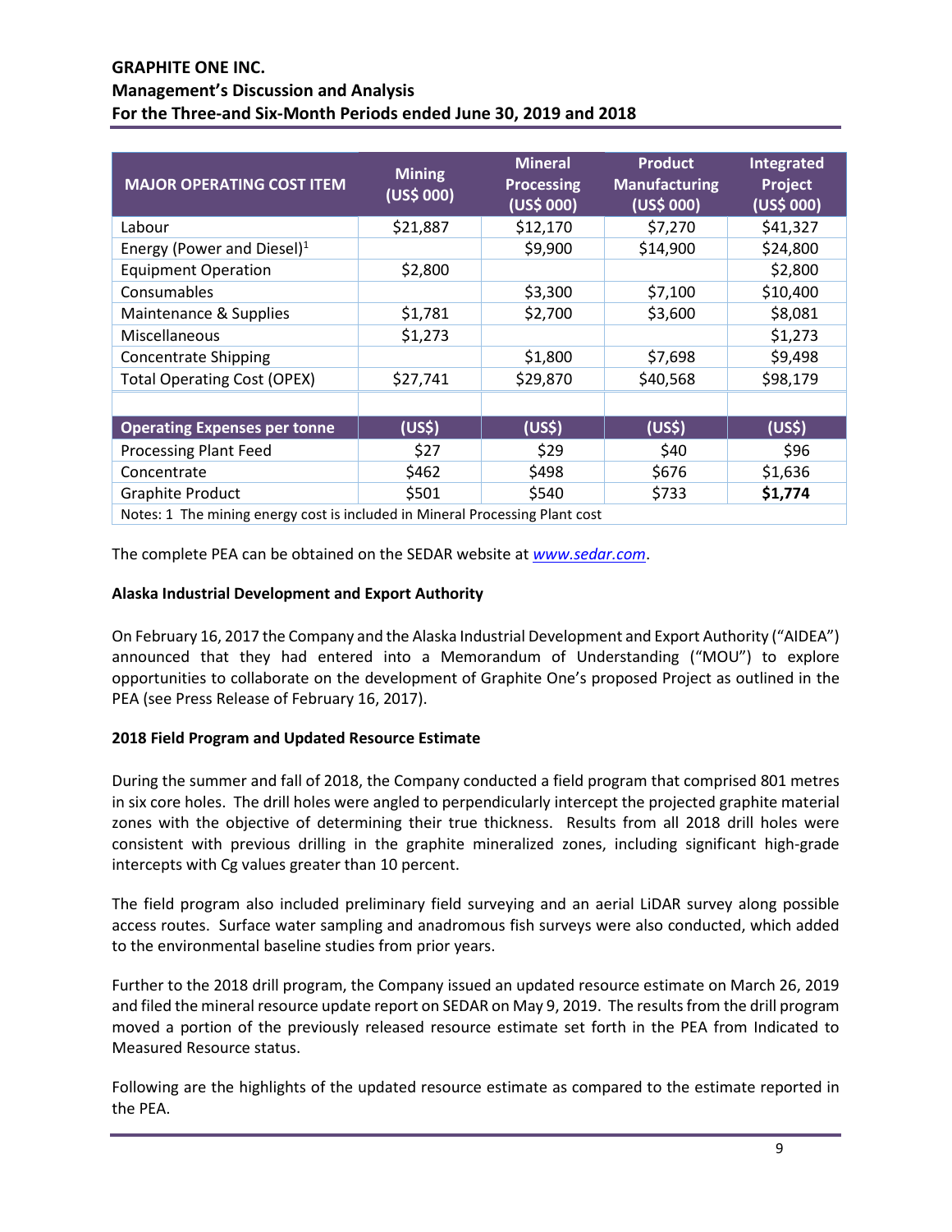| MAJOR OPERATING COST ITEM | Mining (US$ 000) | Mineral Processing (US$ 000) | Product Manufacturing (US$ 000) | Integrated Project (US$ 000) |
|---|---|---|---|---|
| Labour | $21,887 | $12,170 | $7,270 | $41,327 |
| Energy (Power and Diesel)[1] | | $9,900 | $14,900 | $24,800 |
| Equipment Operation | $2,800 | | | $2,800 |
| Consumables | | $3,300 | $7,100 | $10,400 |
| Maintenance & Supplies | $1,781 | $2,700 | $3,600 | $8,081 |
| Miscellaneous | $1,273 | | | $1,273 |
| Concentrate Shipping | | $1,800 | $7,698 | $9,498 |
| Total Operating Cost (OPEX) | $27,741 | $29,870 | $40,568 | $98,179 |
| | | | | |
| **Operating Expenses per tonne** | **(US$)** | **(US$)** | **(US$)** | **(US$)** |
| Processing Plant Feed | $27 | $29 | $40 | $96 |
| Concentrate | $462 | $498 | $676 | $1,636 |
| Graphite Product | $501 | $540 | $733 | **$1,774** |
| Notes: 1 The mining energy cost is included in Mineral Processing Plant cost | | | | |

The complete PEA can be obtained on the SEDAR website at *www.sedar.com*.

**Alaska Industrial Development and Export Authority**

On February 16, 2017 the Company and the Alaska Industrial Development and Export Authority ("AIDEA") announced that they had entered into a Memorandum of Understanding ("MOU") to explore opportunities to collaborate on the development of Graphite One's proposed Project as outlined in the PEA (see Press Release of February 16, 2017).

**2018 Field Program and Updated Resource Estimate**

During the summer and fall of 2018, the Company conducted a field program that comprised 801 metres in six core holes. The drill holes were angled to perpendicularly intercept the projected graphite material zones with the objective of determining their true thickness. Results from all 2018 drill holes were consistent with previous drilling in the graphite mineralized zones, including significant high-grade intercepts with Cg values greater than 10 percent.

The field program also included preliminary field surveying and an aerial LiDAR survey along possible access routes. Surface water sampling and anadromous fish surveys were also conducted, which added to the environmental baseline studies from prior years.

Further to the 2018 drill program, the Company issued an updated resource estimate on March 26, 2019 and filed the mineral resource update report on SEDAR on May 9, 2019. The results from the drill program moved a portion of the previously released resource estimate set forth in the PEA from Indicated to Measured Resource status.

Following are the highlights of the updated resource estimate as compared to the estimate reported in the PEA.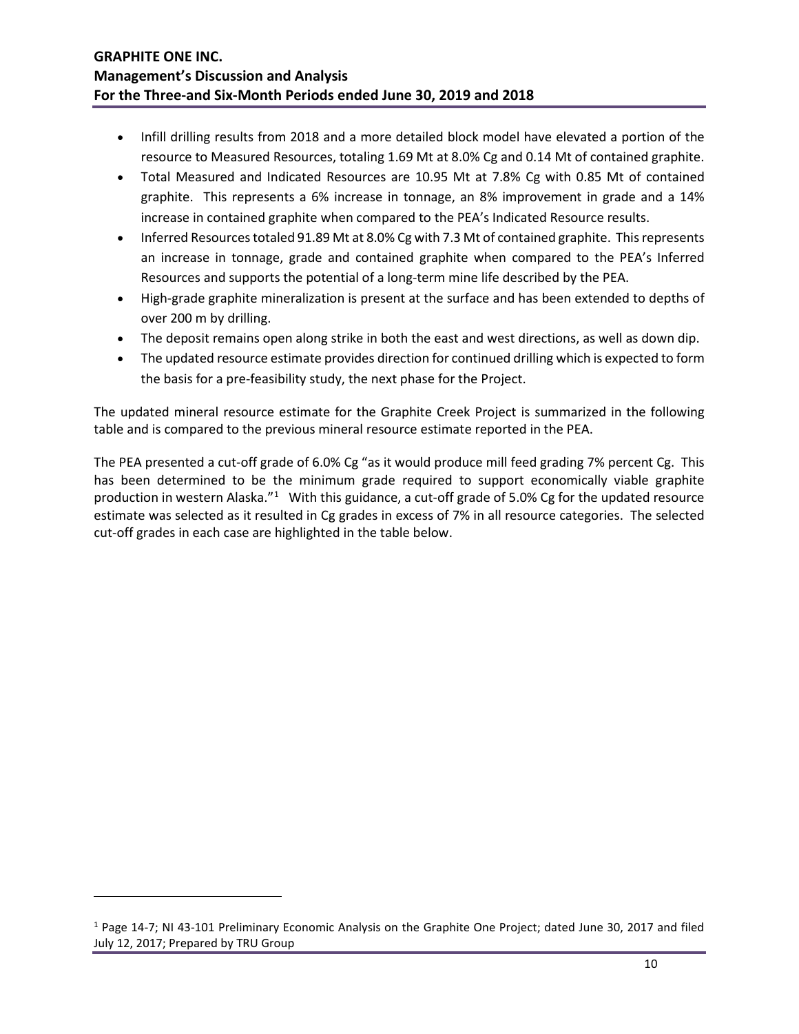- Infill drilling results from 2018 and a more detailed block model have elevated a portion of the resource to Measured Resources, totaling 1.69 Mt at 8.0% Cg and 0.14 Mt of contained graphite.
- Total Measured and Indicated Resources are 10.95 Mt at 7.8% Cg with 0.85 Mt of contained graphite. This represents a 6% increase in tonnage, an 8% improvement in grade and a 14% increase in contained graphite when compared to the PEA's Indicated Resource results.
- Inferred Resources totaled 91.89 Mt at 8.0% Cg with 7.3 Mt of contained graphite. This represents an increase in tonnage, grade and contained graphite when compared to the PEA's Inferred Resources and supports the potential of a long-term mine life described by the PEA.
- High-grade graphite mineralization is present at the surface and has been extended to depths of over 200 m by drilling.
- The deposit remains open along strike in both the east and west directions, as well as down dip.
- The updated resource estimate provides direction for continued drilling which is expected to form the basis for a pre-feasibility study, the next phase for the Project.

The updated mineral resource estimate for the Graphite Creek Project is summarized in the following table and is compared to the previous mineral resource estimate reported in the PEA.

The PEA presented a cut-off grade of 6.0% Cg "as it would produce mill feed grading 7% percent Cg. This has been determined to be the minimum grade required to support economically viable graphite production in western Alaska."[1] With this guidance, a cut-off grade of 5.0% Cg for the updated resource estimate was selected as it resulted in Cg grades in excess of 7% in all resource categories. The selected cut-off grades in each case are highlighted in the table below.

[1] Page 14-7; NI 43-101 Preliminary Economic Analysis on the Graphite One Project; dated June 30, 2017 and filed July 12, 2017; Prepared by TRU Group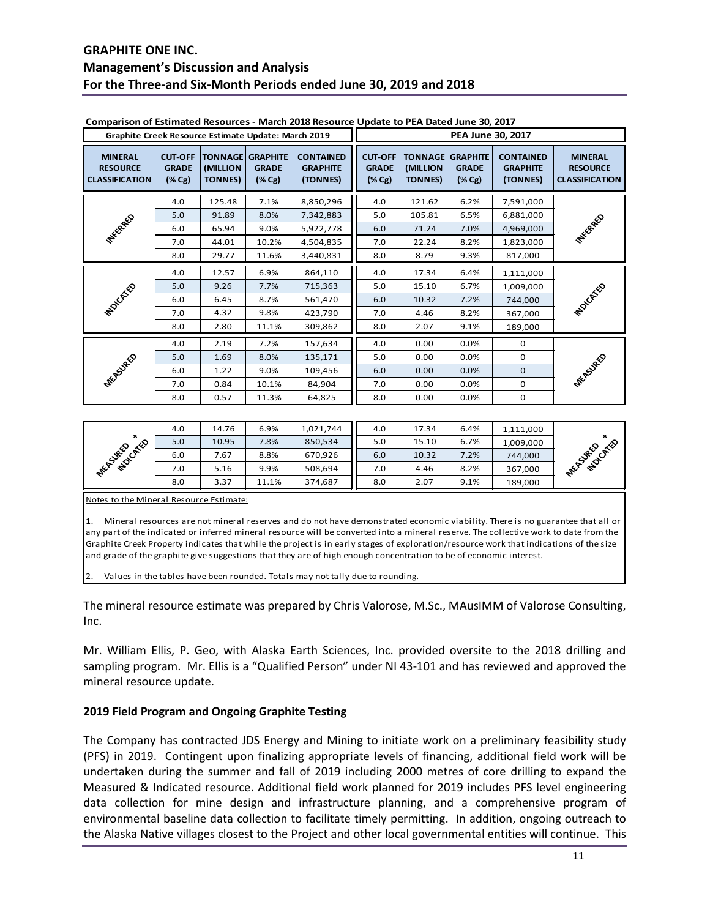**Comparison of Estimated Resources - March 2018 Resource Update to PEA Dated June 30, 2017**

| Graphite Creek Resource Estimate Update: March 2019 | | | | | PEA June 30, 2017 | | | | |
|---|---|---|---|---|---|---|---|---|---|
| MINERAL RESOURCE CLASSIFICATION | CUT-OFF GRADE (% Cg) | TONNAGE (MILLION TONNES) | GRAPHITE GRADE (% Cg) | CONTAINED GRAPHITE (TONNES) | CUT-OFF GRADE (% Cg) | TONNAGE (MILLION TONNES) | GRAPHITE GRADE (% Cg) | CONTAINED GRAPHITE (TONNES) | MINERAL RESOURCE CLASSIFICATION |
| INFERRED | 4.0 | 125.48 | 7.1% | 8,850,296 | 4.0 | 121.62 | 6.2% | 7,591,000 | INFERRED |
| | 5.0 | 91.89 | 8.0% | 7,342,883 | 5.0 | 105.81 | 6.5% | 6,881,000 | |
| | 6.0 | 65.94 | 9.0% | 5,922,778 | 6.0 | 71.24 | 7.0% | 4,969,000 | |
| | 7.0 | 44.01 | 10.2% | 4,504,835 | 7.0 | 22.24 | 8.2% | 1,823,000 | |
| | 8.0 | 29.77 | 11.6% | 3,440,831 | 8.0 | 8.79 | 9.3% | 817,000 | |
| INDICATED | 4.0 | 12.57 | 6.9% | 864,110 | 4.0 | 17.34 | 6.4% | 1,111,000 | INDICATED |
| | 5.0 | 9.26 | 7.7% | 715,363 | 5.0 | 15.10 | 6.7% | 1,009,000 | |
| | 6.0 | 6.45 | 8.7% | 561,470 | 6.0 | 10.32 | 7.2% | 744,000 | |
| | 7.0 | 4.32 | 9.8% | 423,790 | 7.0 | 4.46 | 8.2% | 367,000 | |
| | 8.0 | 2.80 | 11.1% | 309,862 | 8.0 | 2.07 | 9.1% | 189,000 | |
| MEASURED | 4.0 | 2.19 | 7.2% | 157,634 | 4.0 | 0.00 | 0.0% | 0 | MEASURED |
| | 5.0 | 1.69 | 8.0% | 135,171 | 5.0 | 0.00 | 0.0% | 0 | |
| | 6.0 | 1.22 | 9.0% | 109,456 | 6.0 | 0.00 | 0.0% | 0 | |
| | 7.0 | 0.84 | 10.1% | 84,904 | 7.0 | 0.00 | 0.0% | 0 | |
| | 8.0 | 0.57 | 11.3% | 64,825 | 8.0 | 0.00 | 0.0% | 0 | |
| MEASURED + INDICATED | 4.0 | 14.76 | 6.9% | 1,021,744 | 4.0 | 17.34 | 6.4% | 1,111,000 | MEASURED + INDICATED |
| | 5.0 | 10.95 | 7.8% | 850,534 | 5.0 | 15.10 | 6.7% | 1,009,000 | |
| | 6.0 | 7.67 | 8.8% | 670,926 | 6.0 | 10.32 | 7.2% | 744,000 | |
| | 7.0 | 5.16 | 9.9% | 508,694 | 7.0 | 4.46 | 8.2% | 367,000 | |
| | 8.0 | 3.37 | 11.1% | 374,687 | 8.0 | 2.07 | 9.1% | 189,000 | |

Notes to the Mineral Resource Estimate:

1. Mineral resources are not mineral reserves and do not have demonstrated economic viability. There is no guarantee that all or any part of the indicated or inferred mineral resource will be converted into a mineral reserve. The collective work to date from the Graphite Creek Property indicates that while the project is in early stages of exploration/resource work that indications of the size and grade of the graphite give suggestions that they are of high enough concentration to be of economic interest.

2. Values in the tables have been rounded. Totals may not tally due to rounding.

The mineral resource estimate was prepared by Chris Valorose, M.Sc., MAusIMM of Valorose Consulting, Inc.

Mr. William Ellis, P. Geo, with Alaska Earth Sciences, Inc. provided oversite to the 2018 drilling and sampling program. Mr. Ellis is a "Qualified Person" under NI 43-101 and has reviewed and approved the mineral resource update.

## 2019 Field Program and Ongoing Graphite Testing

The Company has contracted JDS Energy and Mining to initiate work on a preliminary feasibility study (PFS) in 2019. Contingent upon finalizing appropriate levels of financing, additional field work will be undertaken during the summer and fall of 2019 including 2000 metres of core drilling to expand the Measured & Indicated resource. Additional field work planned for 2019 includes PFS level engineering data collection for mine design and infrastructure planning, and a comprehensive program of environmental baseline data collection to facilitate timely permitting. In addition, ongoing outreach to the Alaska Native villages closest to the Project and other local governmental entities will continue. This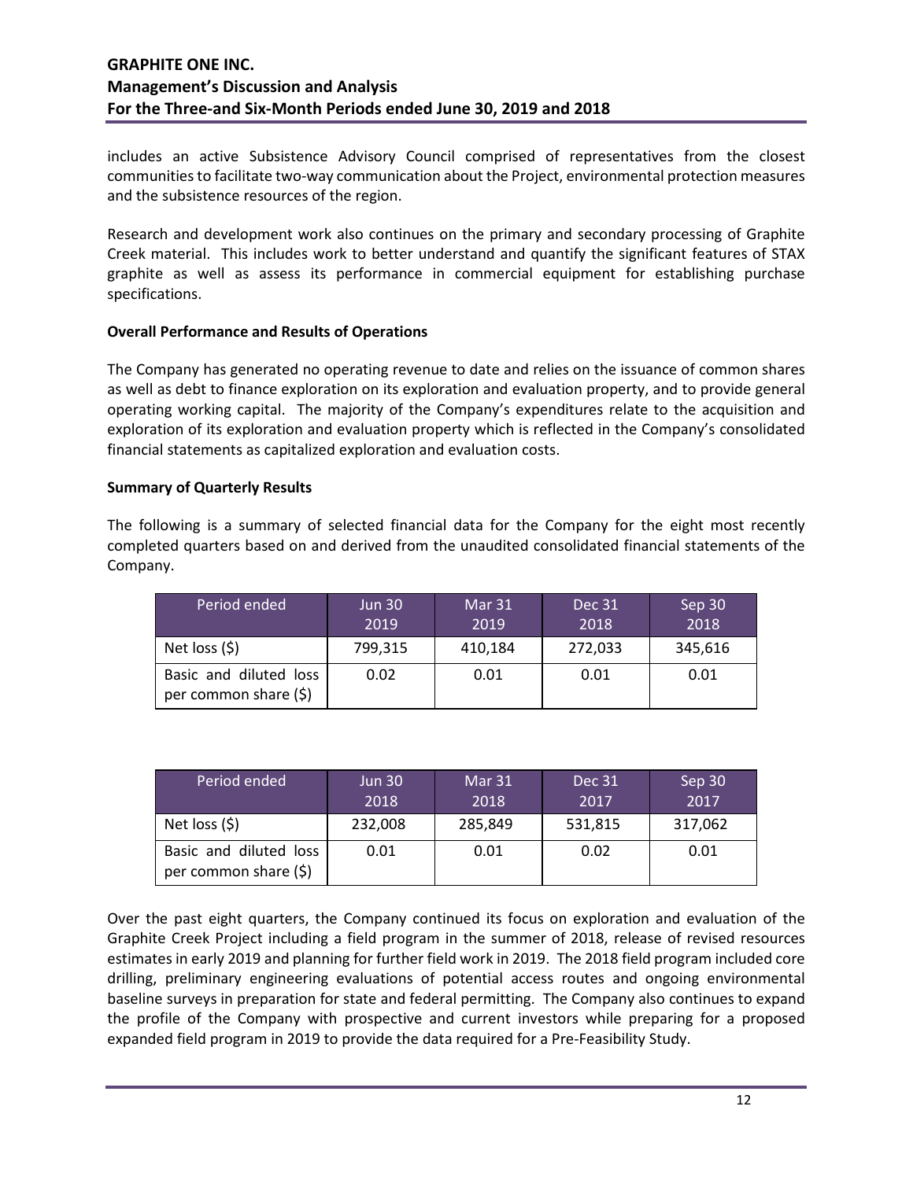includes an active Subsistence Advisory Council comprised of representatives from the closest communities to facilitate two-way communication about the Project, environmental protection measures and the subsistence resources of the region.

Research and development work also continues on the primary and secondary processing of Graphite Creek material. This includes work to better understand and quantify the significant features of STAX graphite as well as assess its performance in commercial equipment for establishing purchase specifications.

**Overall Performance and Results of Operations**

The Company has generated no operating revenue to date and relies on the issuance of common shares as well as debt to finance exploration on its exploration and evaluation property, and to provide general operating working capital. The majority of the Company's expenditures relate to the acquisition and exploration of its exploration and evaluation property which is reflected in the Company's consolidated financial statements as capitalized exploration and evaluation costs.

**Summary of Quarterly Results**

The following is a summary of selected financial data for the Company for the eight most recently completed quarters based on and derived from the unaudited consolidated financial statements of the Company.

| Period ended | Jun 30 2019 | Mar 31 2019 | Dec 31 2018 | Sep 30 2018 |
|---|---|---|---|---|
| Net loss ($) | 799,315 | 410,184 | 272,033 | 345,616 |
| Basic and diluted loss per common share ($) | 0.02 | 0.01 | 0.01 | 0.01 |

| Period ended | Jun 30 2018 | Mar 31 2018 | Dec 31 2017 | Sep 30 2017 |
|---|---|---|---|---|
| Net loss ($) | 232,008 | 285,849 | 531,815 | 317,062 |
| Basic and diluted loss per common share ($) | 0.01 | 0.01 | 0.02 | 0.01 |

Over the past eight quarters, the Company continued its focus on exploration and evaluation of the Graphite Creek Project including a field program in the summer of 2018, release of revised resources estimates in early 2019 and planning for further field work in 2019. The 2018 field program included core drilling, preliminary engineering evaluations of potential access routes and ongoing environmental baseline surveys in preparation for state and federal permitting. The Company also continues to expand the profile of the Company with prospective and current investors while preparing for a proposed expanded field program in 2019 to provide the data required for a Pre-Feasibility Study.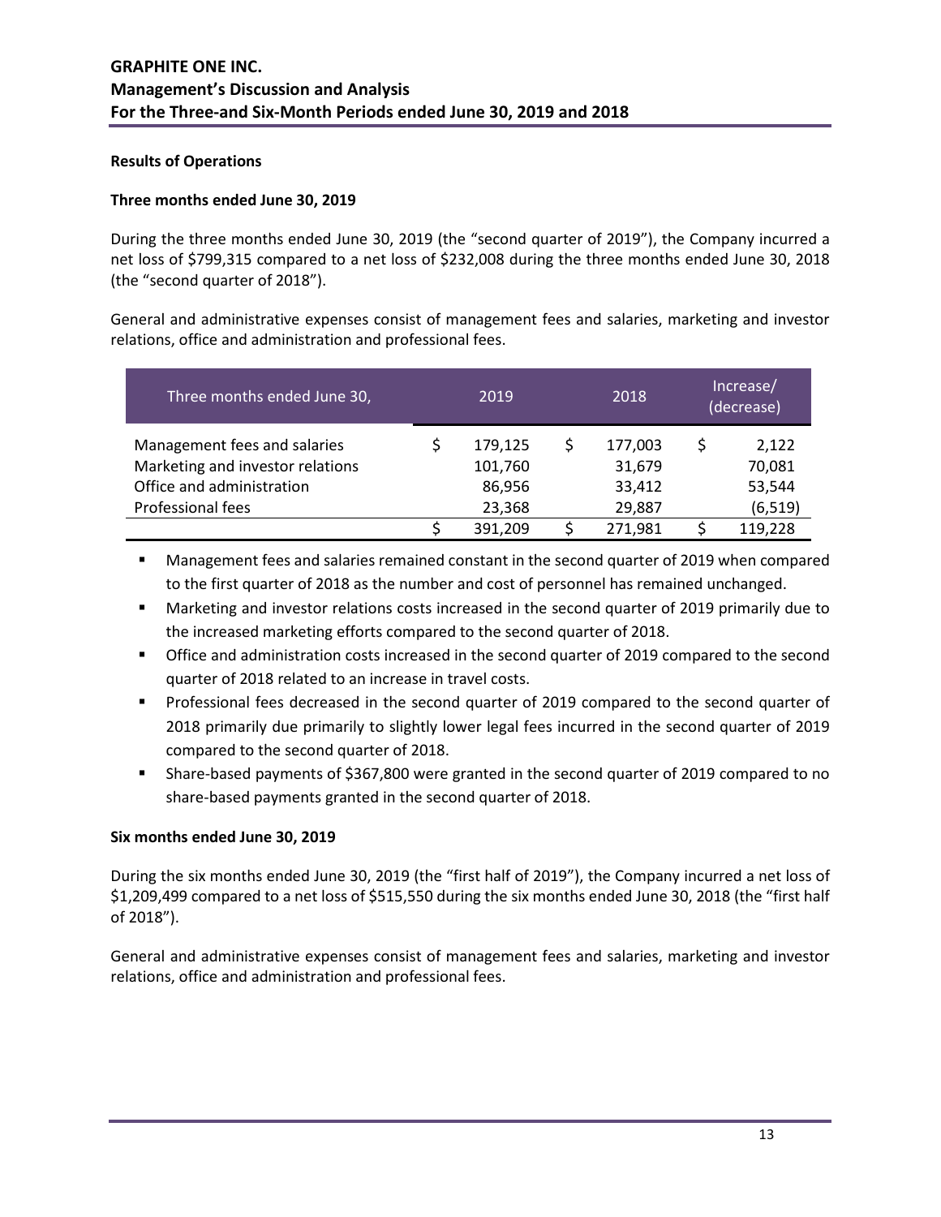**Results of Operations**

**Three months ended June 30, 2019**

During the three months ended June 30, 2019 (the "second quarter of 2019"), the Company incurred a net loss of $799,315 compared to a net loss of $232,008 during the three months ended June 30, 2018 (the "second quarter of 2018").

General and administrative expenses consist of management fees and salaries, marketing and investor relations, office and administration and professional fees.

| Three months ended June 30, | 2019 | 2018 | Increase/ (decrease) |
|---|---|---|---|
| Management fees and salaries | $ 179,125 | $ 177,003 | $ 2,122 |
| Marketing and investor relations | 101,760 | 31,679 | 70,081 |
| Office and administration | 86,956 | 33,412 | 53,544 |
| Professional fees | 23,368 | 29,887 | (6,519) |
| | $ 391,209 | $ 271,981 | $ 119,228 |

- Management fees and salaries remained constant in the second quarter of 2019 when compared to the first quarter of 2018 as the number and cost of personnel has remained unchanged.
- Marketing and investor relations costs increased in the second quarter of 2019 primarily due to the increased marketing efforts compared to the second quarter of 2018.
- Office and administration costs increased in the second quarter of 2019 compared to the second quarter of 2018 related to an increase in travel costs.
- Professional fees decreased in the second quarter of 2019 compared to the second quarter of 2018 primarily due primarily to slightly lower legal fees incurred in the second quarter of 2019 compared to the second quarter of 2018.
- Share-based payments of $367,800 were granted in the second quarter of 2019 compared to no share-based payments granted in the second quarter of 2018.

**Six months ended June 30, 2019**

During the six months ended June 30, 2019 (the "first half of 2019"), the Company incurred a net loss of $1,209,499 compared to a net loss of $515,550 during the six months ended June 30, 2018 (the "first half of 2018").

General and administrative expenses consist of management fees and salaries, marketing and investor relations, office and administration and professional fees.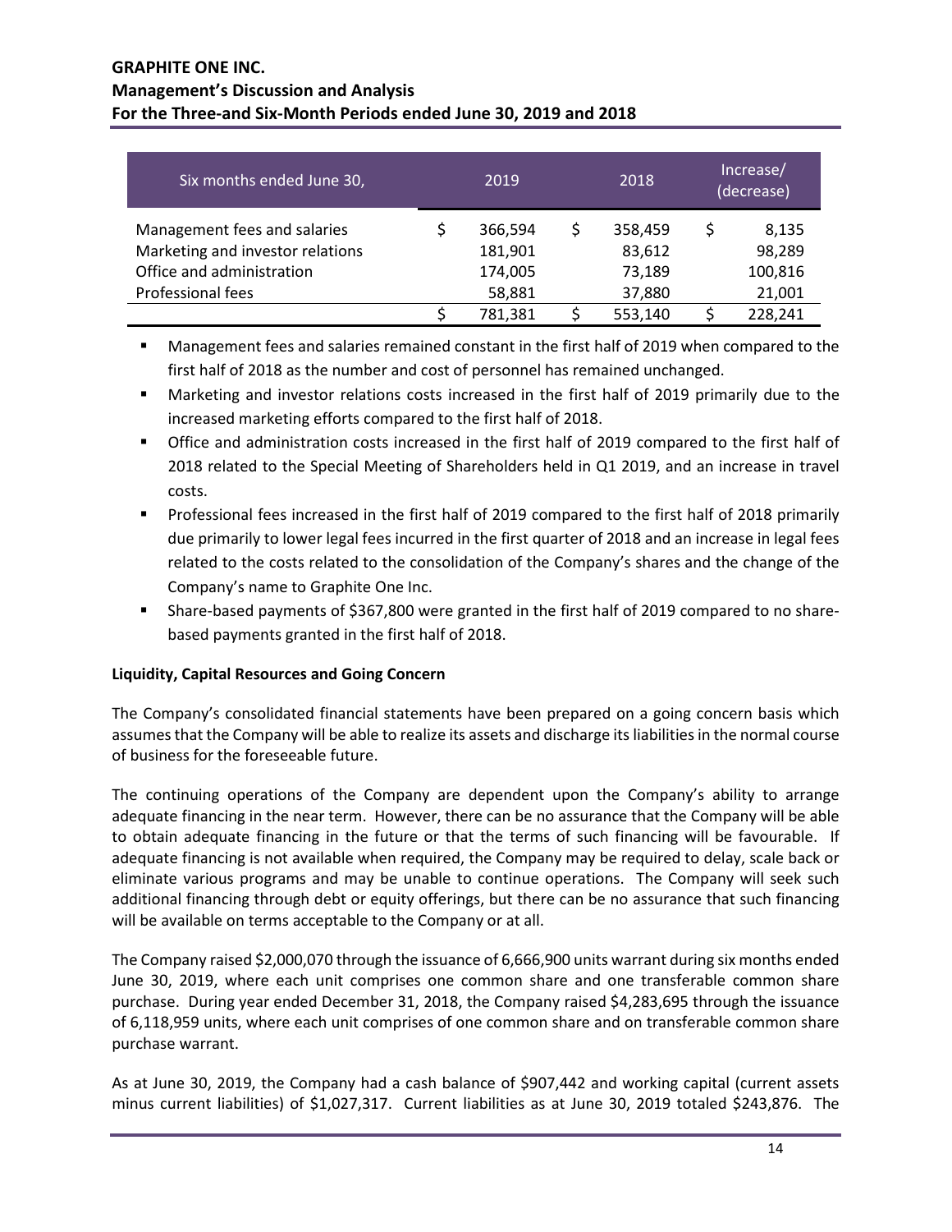| Six months ended June 30, | 2019 | 2018 | Increase/ (decrease) |
|---|---|---|---|
| Management fees and salaries | $ 366,594 | $ 358,459 | $ 8,135 |
| Marketing and investor relations | 181,901 | 83,612 | 98,289 |
| Office and administration | 174,005 | 73,189 | 100,816 |
| Professional fees | 58,881 | 37,880 | 21,001 |
| | $ 781,381 | $ 553,140 | $ 228,241 |

- Management fees and salaries remained constant in the first half of 2019 when compared to the first half of 2018 as the number and cost of personnel has remained unchanged.
- Marketing and investor relations costs increased in the first half of 2019 primarily due to the increased marketing efforts compared to the first half of 2018.
- Office and administration costs increased in the first half of 2019 compared to the first half of 2018 related to the Special Meeting of Shareholders held in Q1 2019, and an increase in travel costs.
- Professional fees increased in the first half of 2019 compared to the first half of 2018 primarily due primarily to lower legal fees incurred in the first quarter of 2018 and an increase in legal fees related to the costs related to the consolidation of the Company's shares and the change of the Company's name to Graphite One Inc.
- Share-based payments of $367,800 were granted in the first half of 2019 compared to no share-based payments granted in the first half of 2018.

**Liquidity, Capital Resources and Going Concern**

The Company's consolidated financial statements have been prepared on a going concern basis which assumes that the Company will be able to realize its assets and discharge its liabilities in the normal course of business for the foreseeable future.

The continuing operations of the Company are dependent upon the Company's ability to arrange adequate financing in the near term. However, there can be no assurance that the Company will be able to obtain adequate financing in the future or that the terms of such financing will be favourable. If adequate financing is not available when required, the Company may be required to delay, scale back or eliminate various programs and may be unable to continue operations. The Company will seek such additional financing through debt or equity offerings, but there can be no assurance that such financing will be available on terms acceptable to the Company or at all.

The Company raised $2,000,070 through the issuance of 6,666,900 units warrant during six months ended June 30, 2019, where each unit comprises one common share and one transferable common share purchase. During year ended December 31, 2018, the Company raised $4,283,695 through the issuance of 6,118,959 units, where each unit comprises of one common share and on transferable common share purchase warrant.

As at June 30, 2019, the Company had a cash balance of $907,442 and working capital (current assets minus current liabilities) of $1,027,317. Current liabilities as at June 30, 2019 totaled $243,876. The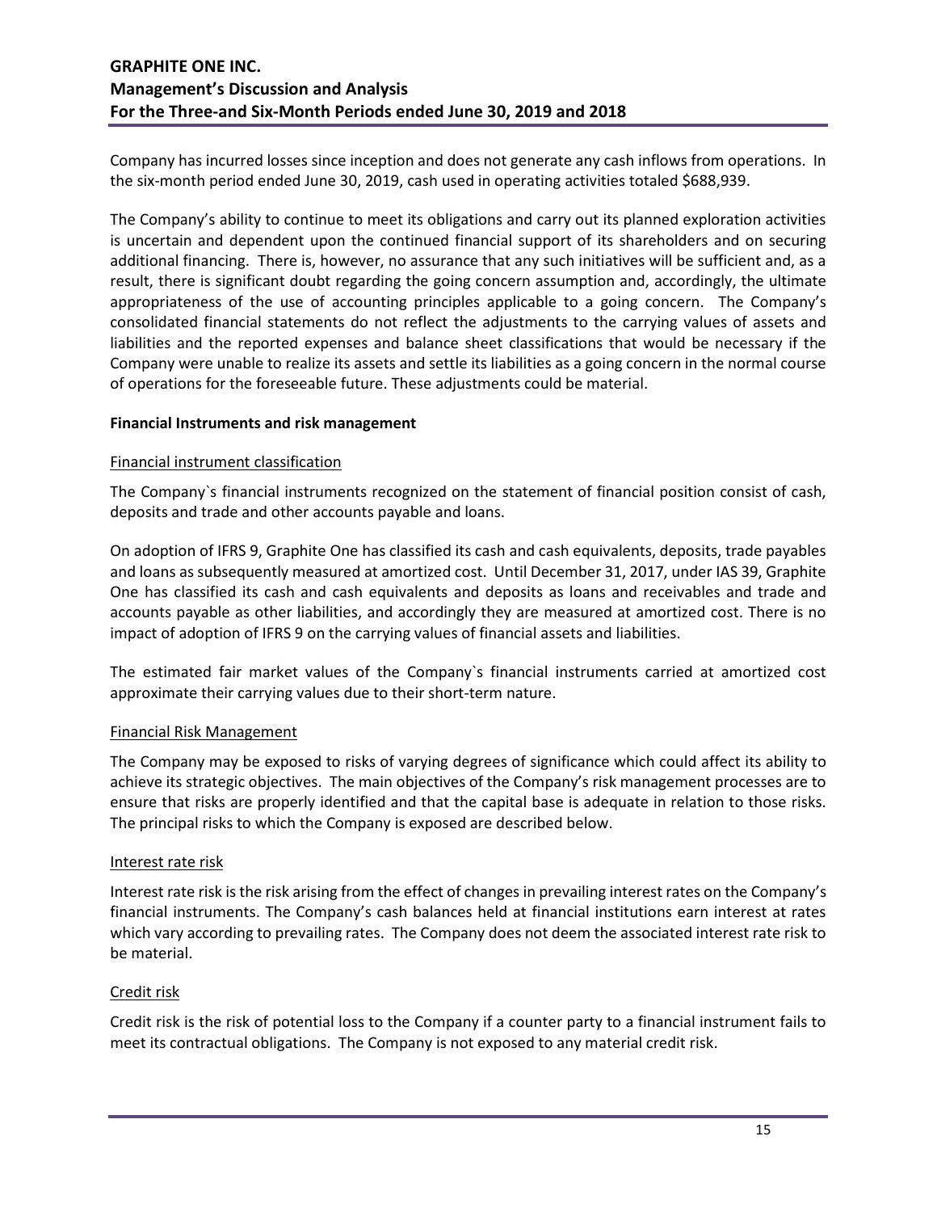Company has incurred losses since inception and does not generate any cash inflows from operations. In the six-month period ended June 30, 2019, cash used in operating activities totaled $688,939.

The Company's ability to continue to meet its obligations and carry out its planned exploration activities is uncertain and dependent upon the continued financial support of its shareholders and on securing additional financing. There is, however, no assurance that any such initiatives will be sufficient and, as a result, there is significant doubt regarding the going concern assumption and, accordingly, the ultimate appropriateness of the use of accounting principles applicable to a going concern. The Company's consolidated financial statements do not reflect the adjustments to the carrying values of assets and liabilities and the reported expenses and balance sheet classifications that would be necessary if the Company were unable to realize its assets and settle its liabilities as a going concern in the normal course of operations for the foreseeable future. These adjustments could be material.

**Financial Instruments and risk management**

Financial instrument classification

The Company`s financial instruments recognized on the statement of financial position consist of cash, deposits and trade and other accounts payable and loans.

On adoption of IFRS 9, Graphite One has classified its cash and cash equivalents, deposits, trade payables and loans as subsequently measured at amortized cost. Until December 31, 2017, under IAS 39, Graphite One has classified its cash and cash equivalents and deposits as loans and receivables and trade and accounts payable as other liabilities, and accordingly they are measured at amortized cost. There is no impact of adoption of IFRS 9 on the carrying values of financial assets and liabilities.

The estimated fair market values of the Company`s financial instruments carried at amortized cost approximate their carrying values due to their short-term nature.

Financial Risk Management

The Company may be exposed to risks of varying degrees of significance which could affect its ability to achieve its strategic objectives. The main objectives of the Company's risk management processes are to ensure that risks are properly identified and that the capital base is adequate in relation to those risks. The principal risks to which the Company is exposed are described below.

Interest rate risk

Interest rate risk is the risk arising from the effect of changes in prevailing interest rates on the Company's financial instruments. The Company's cash balances held at financial institutions earn interest at rates which vary according to prevailing rates. The Company does not deem the associated interest rate risk to be material.

Credit risk

Credit risk is the risk of potential loss to the Company if a counter party to a financial instrument fails to meet its contractual obligations. The Company is not exposed to any material credit risk.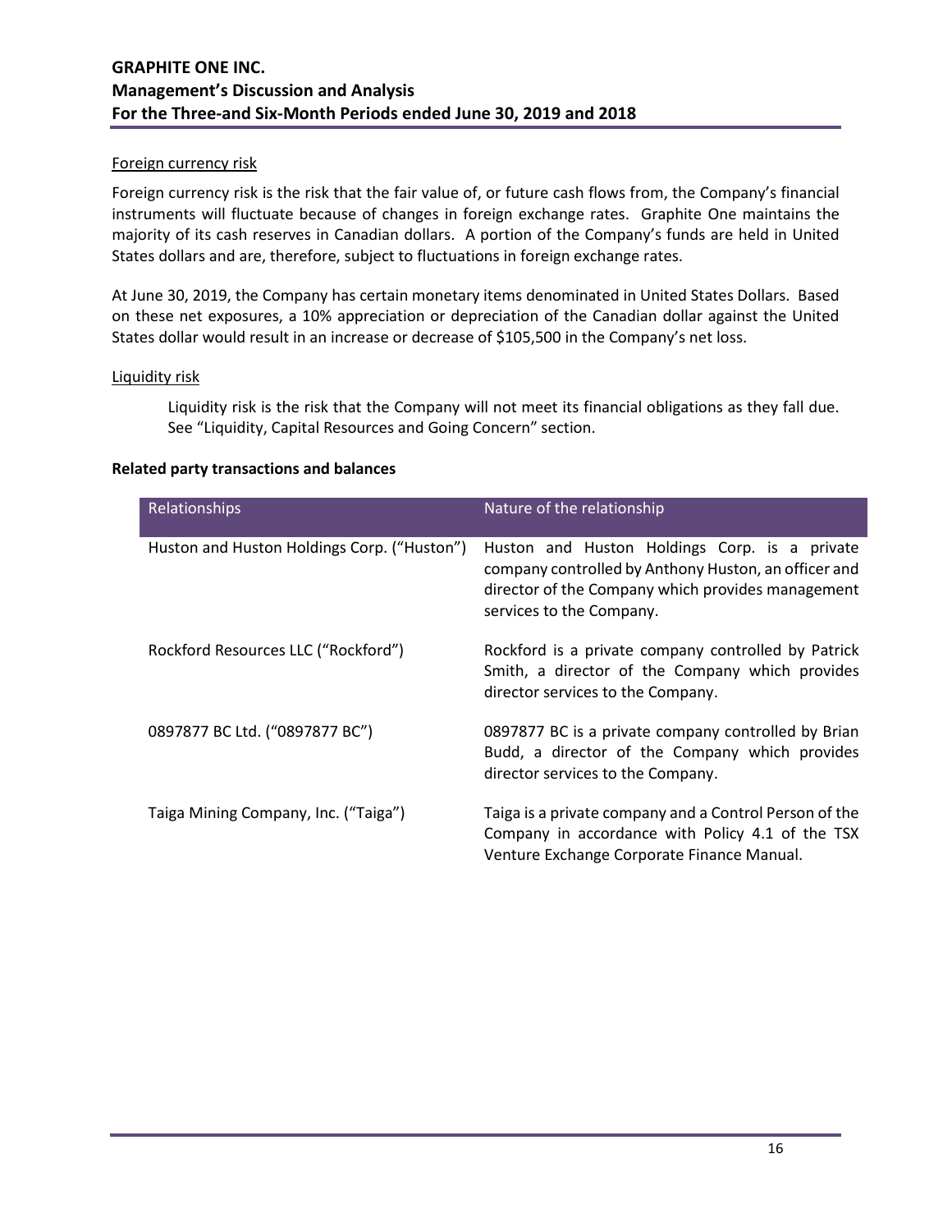Foreign currency risk

Foreign currency risk is the risk that the fair value of, or future cash flows from, the Company's financial instruments will fluctuate because of changes in foreign exchange rates. Graphite One maintains the majority of its cash reserves in Canadian dollars. A portion of the Company's funds are held in United States dollars and are, therefore, subject to fluctuations in foreign exchange rates.

At June 30, 2019, the Company has certain monetary items denominated in United States Dollars. Based on these net exposures, a 10% appreciation or depreciation of the Canadian dollar against the United States dollar would result in an increase or decrease of $105,500 in the Company's net loss.

Liquidity risk

Liquidity risk is the risk that the Company will not meet its financial obligations as they fall due. See "Liquidity, Capital Resources and Going Concern" section.

**Related party transactions and balances**

| Relationships | Nature of the relationship |
|---|---|
| Huston and Huston Holdings Corp. ("Huston") | Huston and Huston Holdings Corp. is a private company controlled by Anthony Huston, an officer and director of the Company which provides management services to the Company. |
| Rockford Resources LLC ("Rockford") | Rockford is a private company controlled by Patrick Smith, a director of the Company which provides director services to the Company. |
| 0897877 BC Ltd. ("0897877 BC") | 0897877 BC is a private company controlled by Brian Budd, a director of the Company which provides director services to the Company. |
| Taiga Mining Company, Inc. ("Taiga") | Taiga is a private company and a Control Person of the Company in accordance with Policy 4.1 of the TSX Venture Exchange Corporate Finance Manual. |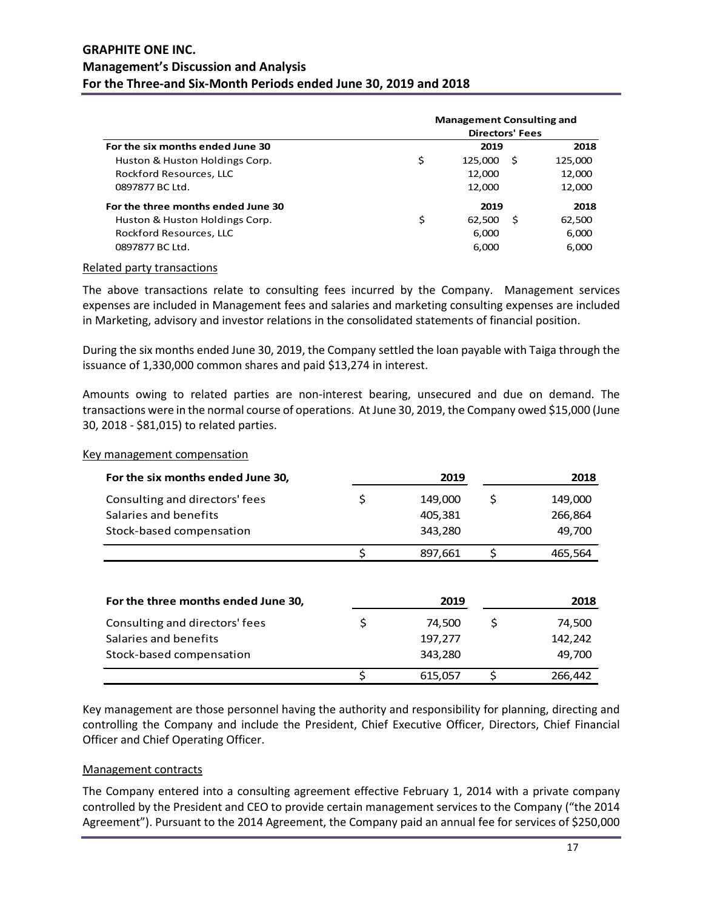| | Management Consulting and Directors' Fees | |
|---|---|---|
| **For the six months ended June 30** | **2019** | **2018** |
| Huston & Huston Holdings Corp. | $ 125,000 | $ 125,000 |
| Rockford Resources, LLC | 12,000 | 12,000 |
| 0897877 BC Ltd. | 12,000 | 12,000 |
| **For the three months ended June 30** | **2019** | **2018** |
| Huston & Huston Holdings Corp. | $ 62,500 | $ 62,500 |
| Rockford Resources, LLC | 6,000 | 6,000 |
| 0897877 BC Ltd. | 6,000 | 6,000 |

Related party transactions

The above transactions relate to consulting fees incurred by the Company. Management services expenses are included in Management fees and salaries and marketing consulting expenses are included in Marketing, advisory and investor relations in the consolidated statements of financial position.

During the six months ended June 30, 2019, the Company settled the loan payable with Taiga through the issuance of 1,330,000 common shares and paid $13,274 in interest.

Amounts owing to related parties are non-interest bearing, unsecured and due on demand. The transactions were in the normal course of operations. At June 30, 2019, the Company owed $15,000 (June 30, 2018 - $81,015) to related parties.

Key management compensation

| For the six months ended June 30, | 2019 | 2018 |
|---|---|---|
| Consulting and directors' fees | $ 149,000 | $ 149,000 |
| Salaries and benefits | 405,381 | 266,864 |
| Stock-based compensation | 343,280 | 49,700 |
| | $ 897,661 | $ 465,564 |

| For the three months ended June 30, | 2019 | 2018 |
|---|---|---|
| Consulting and directors' fees | $ 74,500 | $ 74,500 |
| Salaries and benefits | 197,277 | 142,242 |
| Stock-based compensation | 343,280 | 49,700 |
| | $ 615,057 | $ 266,442 |

Key management are those personnel having the authority and responsibility for planning, directing and controlling the Company and include the President, Chief Executive Officer, Directors, Chief Financial Officer and Chief Operating Officer.

Management contracts

The Company entered into a consulting agreement effective February 1, 2014 with a private company controlled by the President and CEO to provide certain management services to the Company ("the 2014 Agreement"). Pursuant to the 2014 Agreement, the Company paid an annual fee for services of $250,000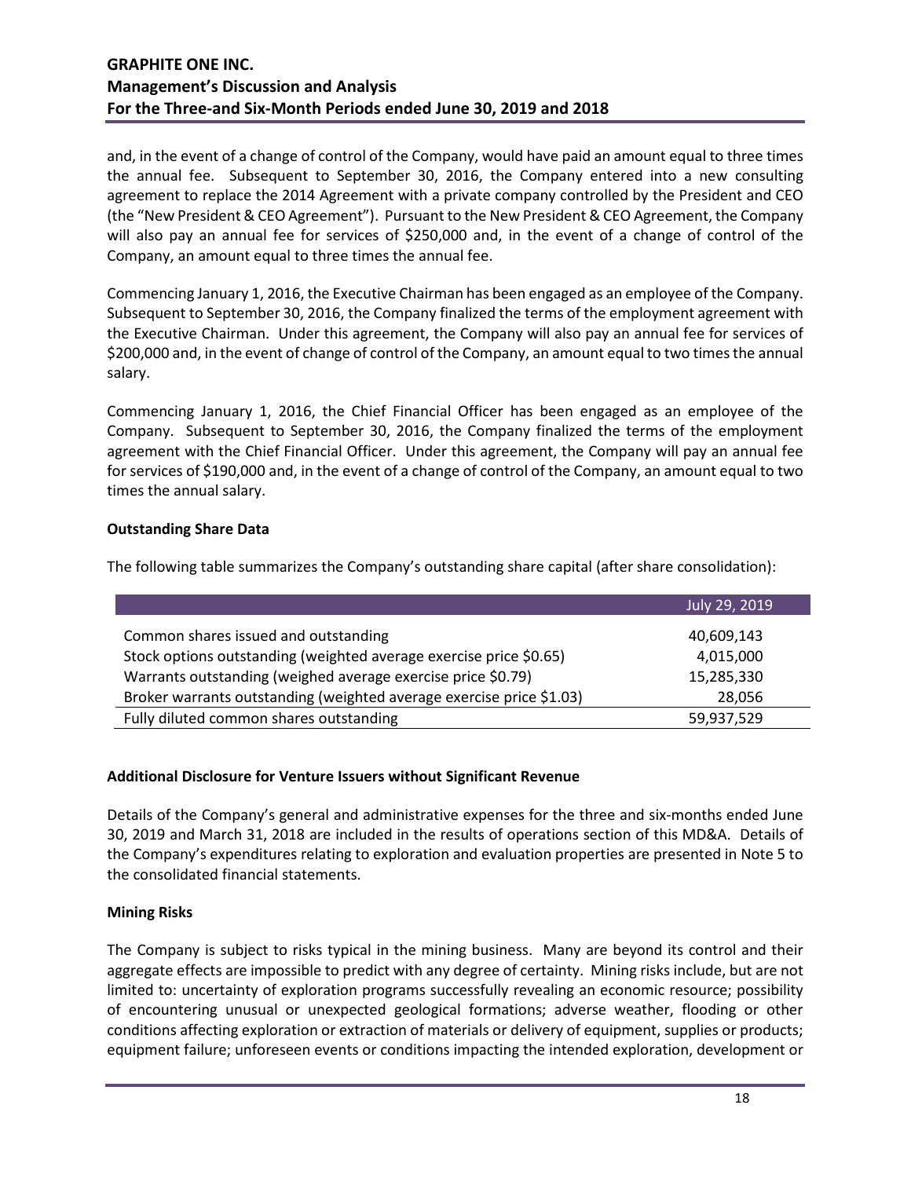and, in the event of a change of control of the Company, would have paid an amount equal to three times the annual fee. Subsequent to September 30, 2016, the Company entered into a new consulting agreement to replace the 2014 Agreement with a private company controlled by the President and CEO (the "New President & CEO Agreement"). Pursuant to the New President & CEO Agreement, the Company will also pay an annual fee for services of $250,000 and, in the event of a change of control of the Company, an amount equal to three times the annual fee.

Commencing January 1, 2016, the Executive Chairman has been engaged as an employee of the Company. Subsequent to September 30, 2016, the Company finalized the terms of the employment agreement with the Executive Chairman. Under this agreement, the Company will also pay an annual fee for services of $200,000 and, in the event of change of control of the Company, an amount equal to two times the annual salary.

Commencing January 1, 2016, the Chief Financial Officer has been engaged as an employee of the Company. Subsequent to September 30, 2016, the Company finalized the terms of the employment agreement with the Chief Financial Officer. Under this agreement, the Company will pay an annual fee for services of $190,000 and, in the event of a change of control of the Company, an amount equal to two times the annual salary.

**Outstanding Share Data**

The following table summarizes the Company's outstanding share capital (after share consolidation):

| | July 29, 2019 |
|---|---|
| Common shares issued and outstanding | 40,609,143 |
| Stock options outstanding (weighted average exercise price $0.65) | 4,015,000 |
| Warrants outstanding (weighed average exercise price $0.79) | 15,285,330 |
| Broker warrants outstanding (weighted average exercise price $1.03) | 28,056 |
| Fully diluted common shares outstanding | 59,937,529 |

**Additional Disclosure for Venture Issuers without Significant Revenue**

Details of the Company's general and administrative expenses for the three and six-months ended June 30, 2019 and March 31, 2018 are included in the results of operations section of this MD&A. Details of the Company's expenditures relating to exploration and evaluation properties are presented in Note 5 to the consolidated financial statements.

**Mining Risks**

The Company is subject to risks typical in the mining business. Many are beyond its control and their aggregate effects are impossible to predict with any degree of certainty. Mining risks include, but are not limited to: uncertainty of exploration programs successfully revealing an economic resource; possibility of encountering unusual or unexpected geological formations; adverse weather, flooding or other conditions affecting exploration or extraction of materials or delivery of equipment, supplies or products; equipment failure; unforeseen events or conditions impacting the intended exploration, development or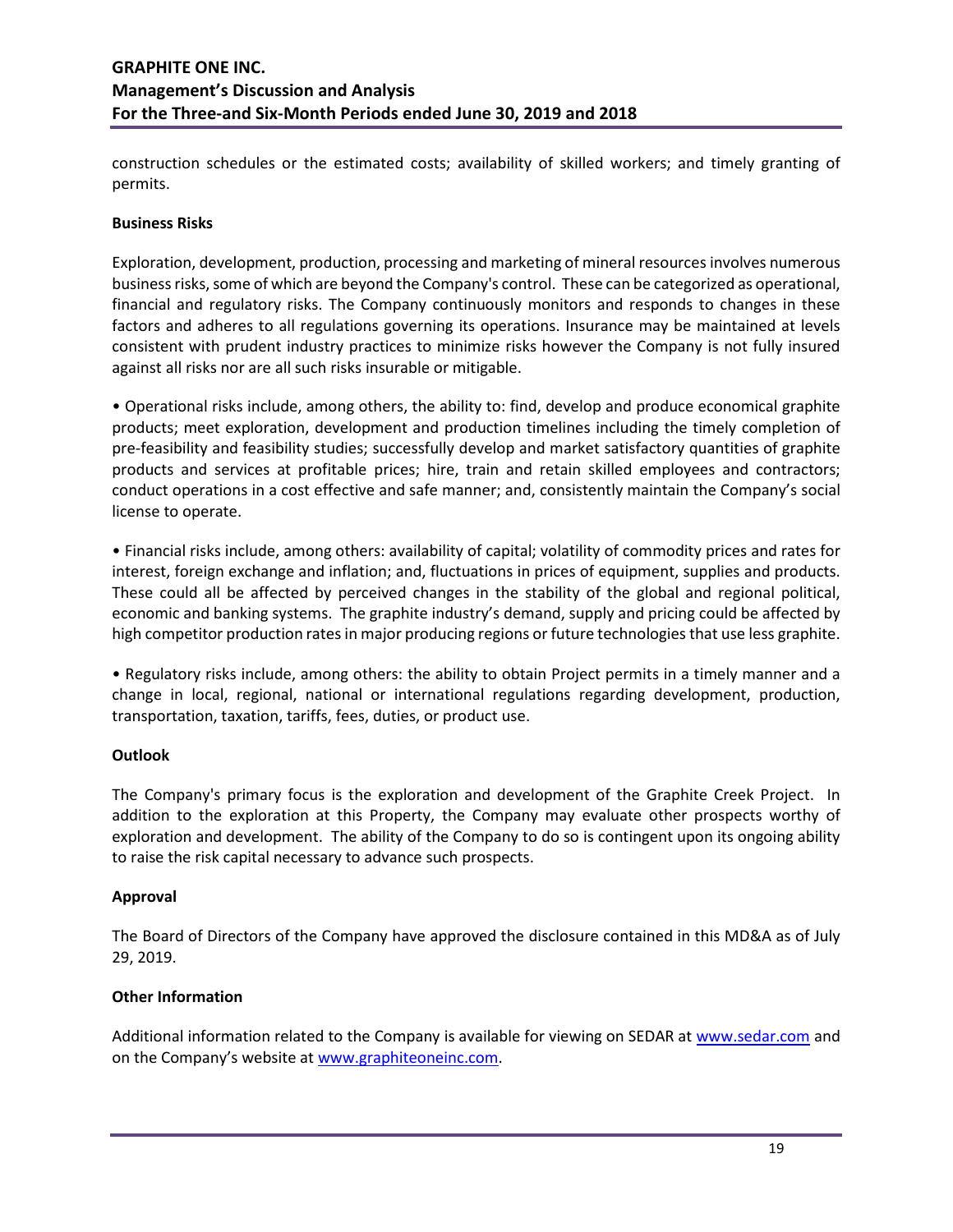construction schedules or the estimated costs; availability of skilled workers; and timely granting of permits.

**Business Risks**

Exploration, development, production, processing and marketing of mineral resources involves numerous business risks, some of which are beyond the Company's control. These can be categorized as operational, financial and regulatory risks. The Company continuously monitors and responds to changes in these factors and adheres to all regulations governing its operations. Insurance may be maintained at levels consistent with prudent industry practices to minimize risks however the Company is not fully insured against all risks nor are all such risks insurable or mitigable.

• Operational risks include, among others, the ability to: find, develop and produce economical graphite products; meet exploration, development and production timelines including the timely completion of pre-feasibility and feasibility studies; successfully develop and market satisfactory quantities of graphite products and services at profitable prices; hire, train and retain skilled employees and contractors; conduct operations in a cost effective and safe manner; and, consistently maintain the Company's social license to operate.

• Financial risks include, among others: availability of capital; volatility of commodity prices and rates for interest, foreign exchange and inflation; and, fluctuations in prices of equipment, supplies and products. These could all be affected by perceived changes in the stability of the global and regional political, economic and banking systems. The graphite industry's demand, supply and pricing could be affected by high competitor production rates in major producing regions or future technologies that use less graphite.

• Regulatory risks include, among others: the ability to obtain Project permits in a timely manner and a change in local, regional, national or international regulations regarding development, production, transportation, taxation, tariffs, fees, duties, or product use.

**Outlook**

The Company's primary focus is the exploration and development of the Graphite Creek Project. In addition to the exploration at this Property, the Company may evaluate other prospects worthy of exploration and development. The ability of the Company to do so is contingent upon its ongoing ability to raise the risk capital necessary to advance such prospects.

**Approval**

The Board of Directors of the Company have approved the disclosure contained in this MD&A as of July 29, 2019.

**Other Information**

Additional information related to the Company is available for viewing on SEDAR at www.sedar.com and on the Company's website at www.graphiteoneinc.com.